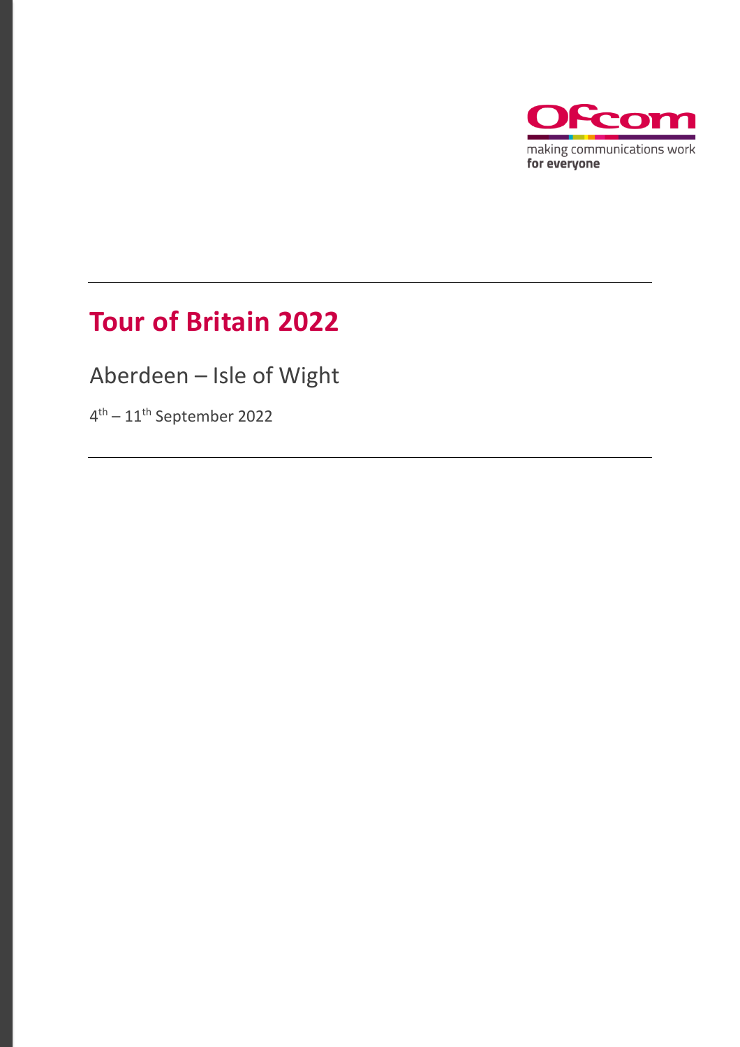Ofcom

making communications work
**for everyone**

# Tour of Britain 2022

Aberdeen – Isle of Wight

4th – 11th September 2022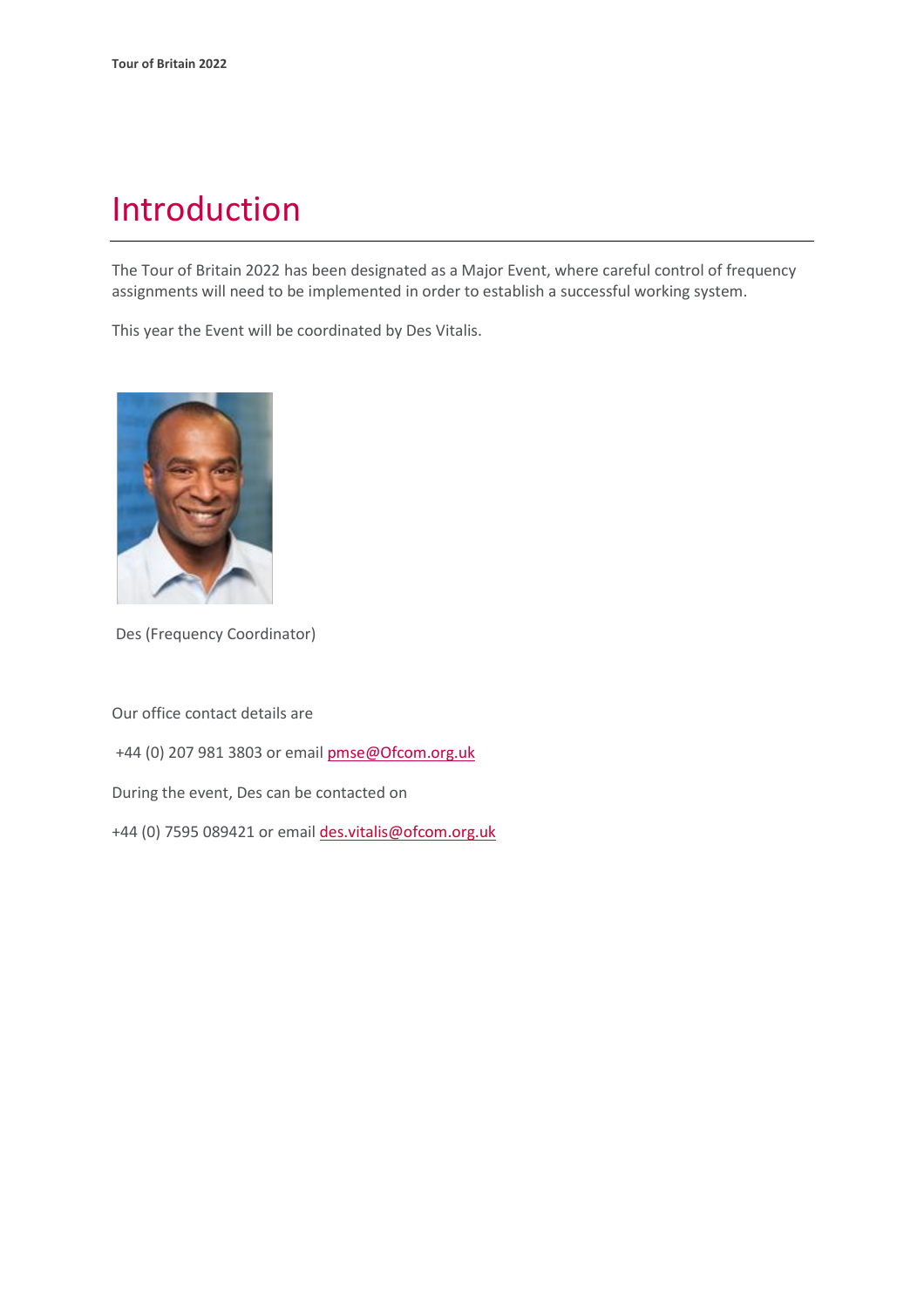# Introduction

The Tour of Britain 2022 has been designated as a Major Event, where careful control of frequency assignments will need to be implemented in order to establish a successful working system.

This year the Event will be coordinated by Des Vitalis.

Des (Frequency Coordinator)

Our office contact details are

+44 (0) 207 981 3803 or email pmse@Ofcom.org.uk

During the event, Des can be contacted on

+44 (0) 7595 089421 or email des.vitalis@ofcom.org.uk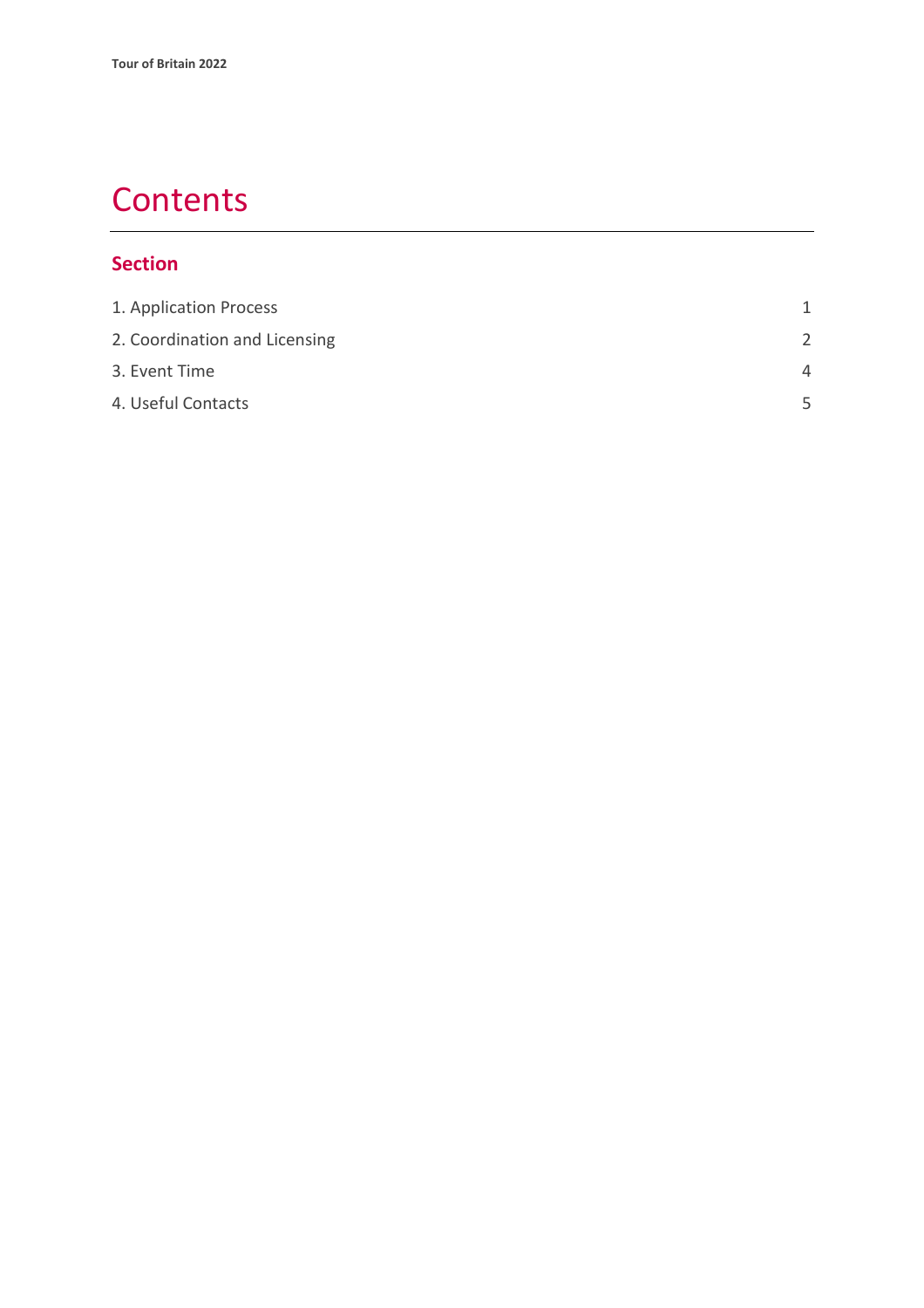# Contents

## Section

| | |
|---|---|
| 1. Application Process | 1 |
| 2. Coordination and Licensing | 2 |
| 3. Event Time | 4 |
| 4. Useful Contacts | 5 |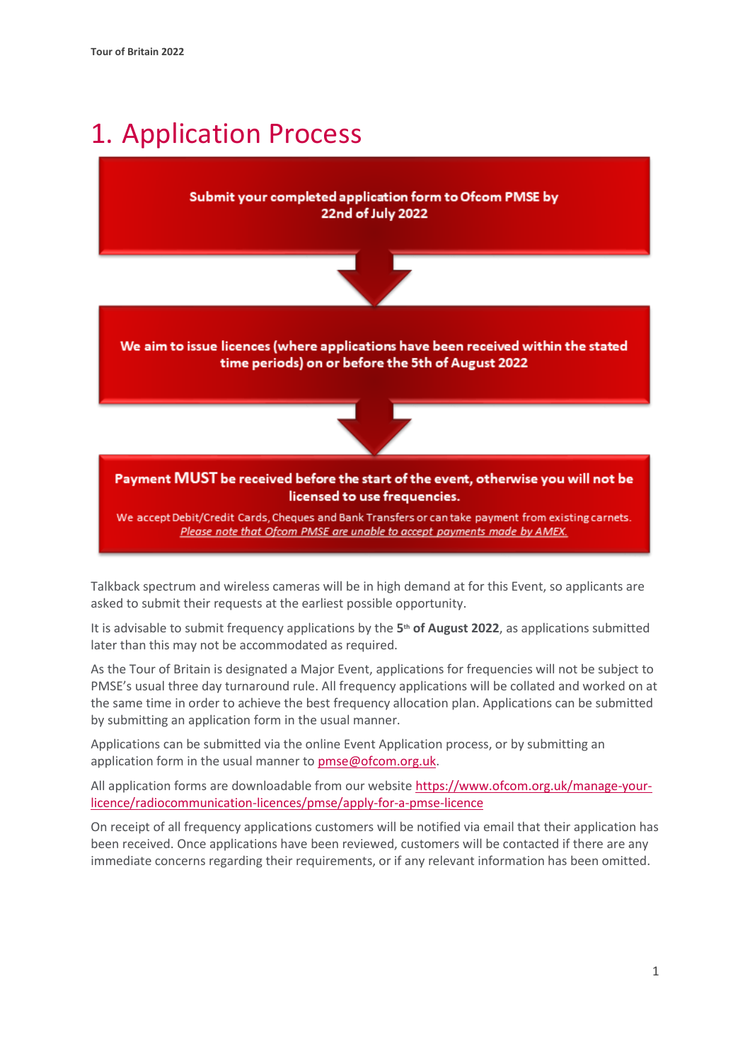# 1. Application Process

**Submit your completed application form to Ofcom PMSE by 22nd of July 2022**

**We aim to issue licences (where applications have been received within the stated time periods) on or before the 5th of August 2022**

**Payment MUST be received before the start of the event, otherwise you will not be licensed to use frequencies.**

We accept Debit/Credit Cards, Cheques and Bank Transfers or can take payment from existing carnets.
*Please note that Ofcom PMSE are unable to accept payments made by AMEX.*

Talkback spectrum and wireless cameras will be in high demand at for this Event, so applicants are asked to submit their requests at the earliest possible opportunity.

It is advisable to submit frequency applications by the **5th of August 2022**, as applications submitted later than this may not be accommodated as required.

As the Tour of Britain is designated a Major Event, applications for frequencies will not be subject to PMSE's usual three day turnaround rule. All frequency applications will be collated and worked on at the same time in order to achieve the best frequency allocation plan. Applications can be submitted by submitting an application form in the usual manner.

Applications can be submitted via the online Event Application process, or by submitting an application form in the usual manner to pmse@ofcom.org.uk.

All application forms are downloadable from our website https://www.ofcom.org.uk/manage-your-licence/radiocommunication-licences/pmse/apply-for-a-pmse-licence

On receipt of all frequency applications customers will be notified via email that their application has been received. Once applications have been reviewed, customers will be contacted if there are any immediate concerns regarding their requirements, or if any relevant information has been omitted.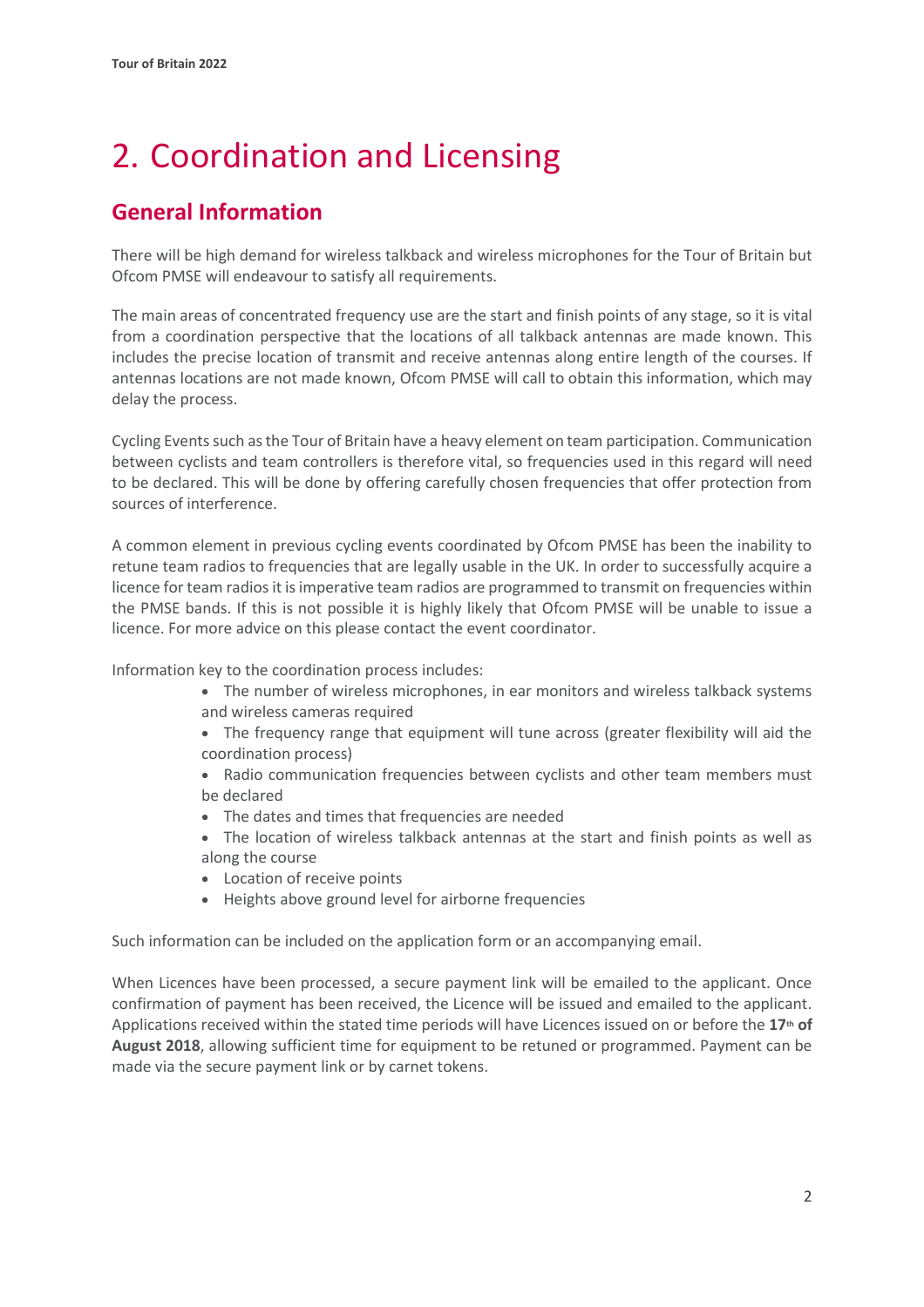# 2. Coordination and Licensing

## General Information

There will be high demand for wireless talkback and wireless microphones for the Tour of Britain but Ofcom PMSE will endeavour to satisfy all requirements.

The main areas of concentrated frequency use are the start and finish points of any stage, so it is vital from a coordination perspective that the locations of all talkback antennas are made known. This includes the precise location of transmit and receive antennas along entire length of the courses. If antennas locations are not made known, Ofcom PMSE will call to obtain this information, which may delay the process.

Cycling Events such as the Tour of Britain have a heavy element on team participation. Communication between cyclists and team controllers is therefore vital, so frequencies used in this regard will need to be declared. This will be done by offering carefully chosen frequencies that offer protection from sources of interference.

A common element in previous cycling events coordinated by Ofcom PMSE has been the inability to retune team radios to frequencies that are legally usable in the UK. In order to successfully acquire a licence for team radios it is imperative team radios are programmed to transmit on frequencies within the PMSE bands. If this is not possible it is highly likely that Ofcom PMSE will be unable to issue a licence. For more advice on this please contact the event coordinator.

Information key to the coordination process includes:

- The number of wireless microphones, in ear monitors and wireless talkback systems and wireless cameras required
- The frequency range that equipment will tune across (greater flexibility will aid the coordination process)
- Radio communication frequencies between cyclists and other team members must be declared
- The dates and times that frequencies are needed
- The location of wireless talkback antennas at the start and finish points as well as along the course
- Location of receive points
- Heights above ground level for airborne frequencies

Such information can be included on the application form or an accompanying email.

When Licences have been processed, a secure payment link will be emailed to the applicant. Once confirmation of payment has been received, the Licence will be issued and emailed to the applicant. Applications received within the stated time periods will have Licences issued on or before the **17th of August 2018**, allowing sufficient time for equipment to be retuned or programmed. Payment can be made via the secure payment link or by carnet tokens.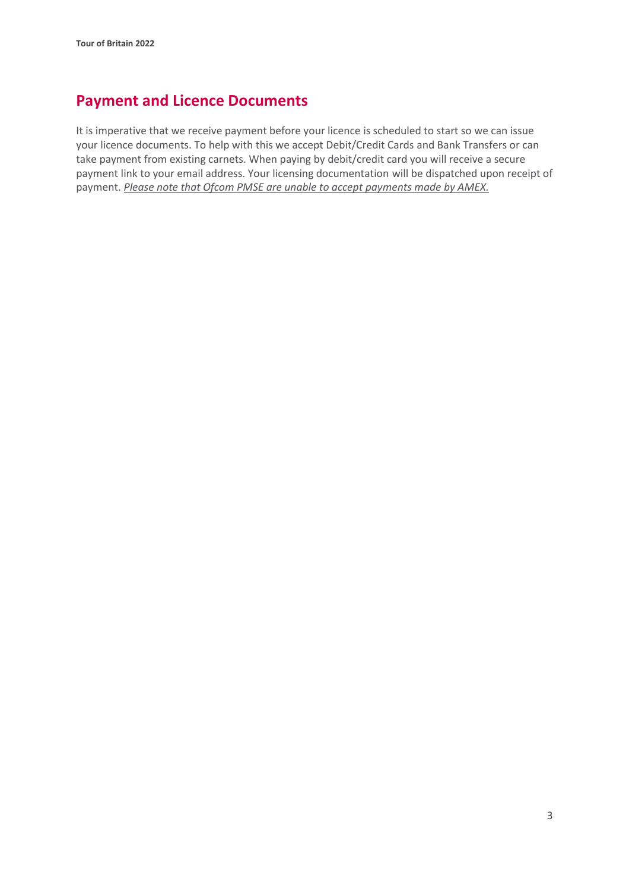## Payment and Licence Documents

It is imperative that we receive payment before your licence is scheduled to start so we can issue your licence documents. To help with this we accept Debit/Credit Cards and Bank Transfers or can take payment from existing carnets. When paying by debit/credit card you will receive a secure payment link to your email address. Your licensing documentation will be dispatched upon receipt of payment. *Please note that Ofcom PMSE are unable to accept payments made by AMEX.*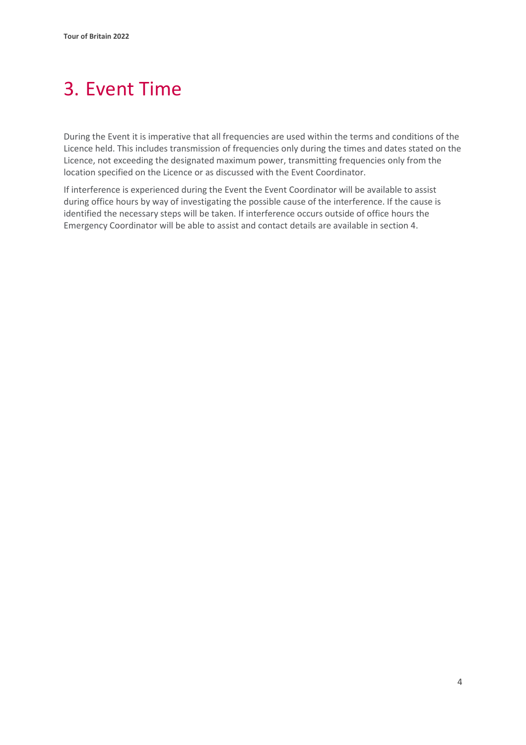# 3. Event Time

During the Event it is imperative that all frequencies are used within the terms and conditions of the Licence held. This includes transmission of frequencies only during the times and dates stated on the Licence, not exceeding the designated maximum power, transmitting frequencies only from the location specified on the Licence or as discussed with the Event Coordinator.

If interference is experienced during the Event the Event Coordinator will be available to assist during office hours by way of investigating the possible cause of the interference. If the cause is identified the necessary steps will be taken. If interference occurs outside of office hours the Emergency Coordinator will be able to assist and contact details are available in section 4.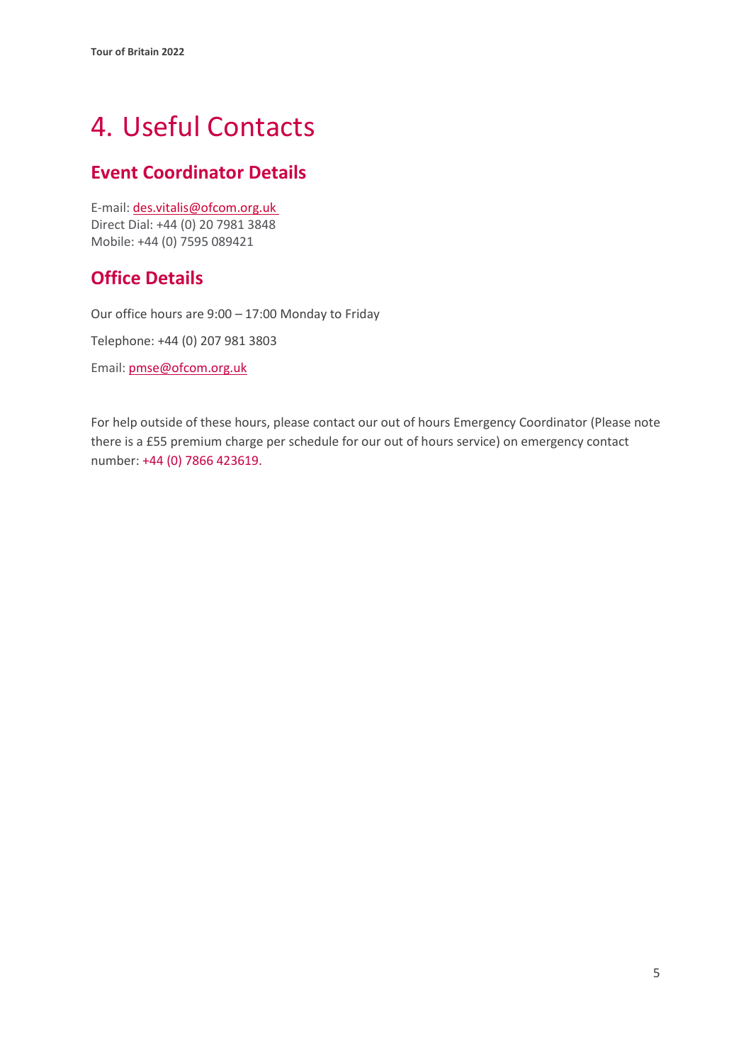# 4. Useful Contacts

## Event Coordinator Details

E-mail: des.vitalis@ofcom.org.uk
Direct Dial: +44 (0) 20 7981 3848
Mobile: +44 (0) 7595 089421

## Office Details

Our office hours are 9:00 – 17:00 Monday to Friday

Telephone: +44 (0) 207 981 3803

Email: pmse@ofcom.org.uk

For help outside of these hours, please contact our out of hours Emergency Coordinator (Please note there is a £55 premium charge per schedule for our out of hours service) on emergency contact number: +44 (0) 7866 423619.